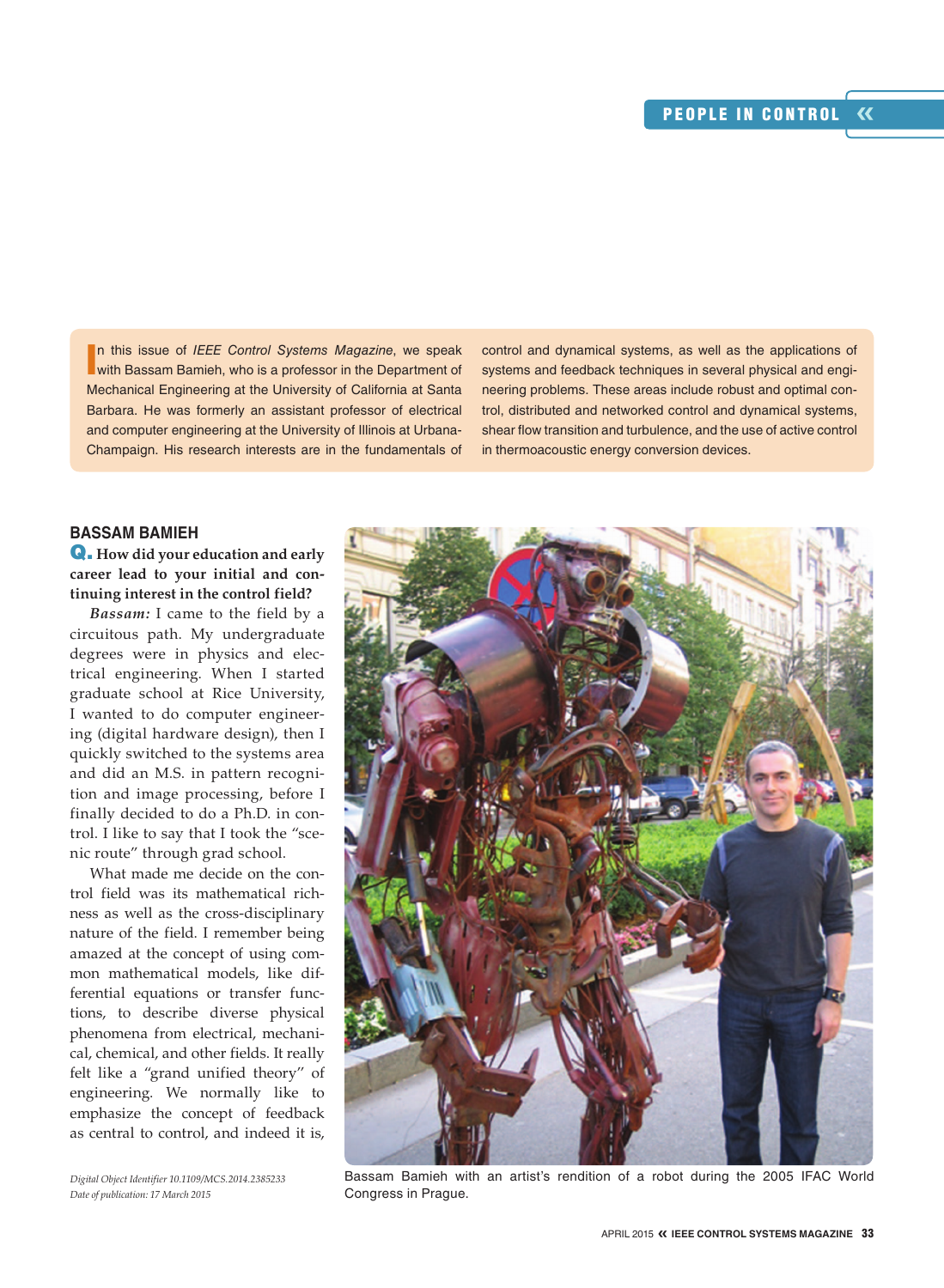In this issue of *IEEE Control Systems Magazine*, we speak with Bassam Bamieh, who is a professor in the Department of Mechanical Engineering at the University of California at Santa Barbara. He was formerly an assistant professor of electrical and computer engineering at the University of Illinois at Urbana-Champaign. His research interests are in the fundamentals of control and dynamical systems, as well as the applications of systems and feedback techniques in several physical and engineering problems. These areas include robust and optimal control, distributed and networked control and dynamical systems, shear flow transition and turbulence, and the use of active control in thermoacoustic energy conversion devices.

## BASSAM BAMIEH

**Q. How did your education and early career lead to your initial and continuing interest in the control field?**

***Bassam:*** I came to the field by a circuitous path. My undergraduate degrees were in physics and electrical engineering. When I started graduate school at Rice University, I wanted to do computer engineering (digital hardware design), then I quickly switched to the systems area and did an M.S. in pattern recognition and image processing, before I finally decided to do a Ph.D. in control. I like to say that I took the "scenic route" through grad school.

What made me decide on the control field was its mathematical richness as well as the cross-disciplinary nature of the field. I remember being amazed at the concept of using common mathematical models, like differential equations or transfer functions, to describe diverse physical phenomena from electrical, mechanical, chemical, and other fields. It really felt like a "grand unified theory" of engineering. We normally like to emphasize the concept of feedback as central to control, and indeed it is,

Bassam Bamieh with an artist's rendition of a robot during the 2005 IFAC World Congress in Prague.

*Digital Object Identifier 10.1109/MCS.2014.2385233*
*Date of publication: 17 March 2015*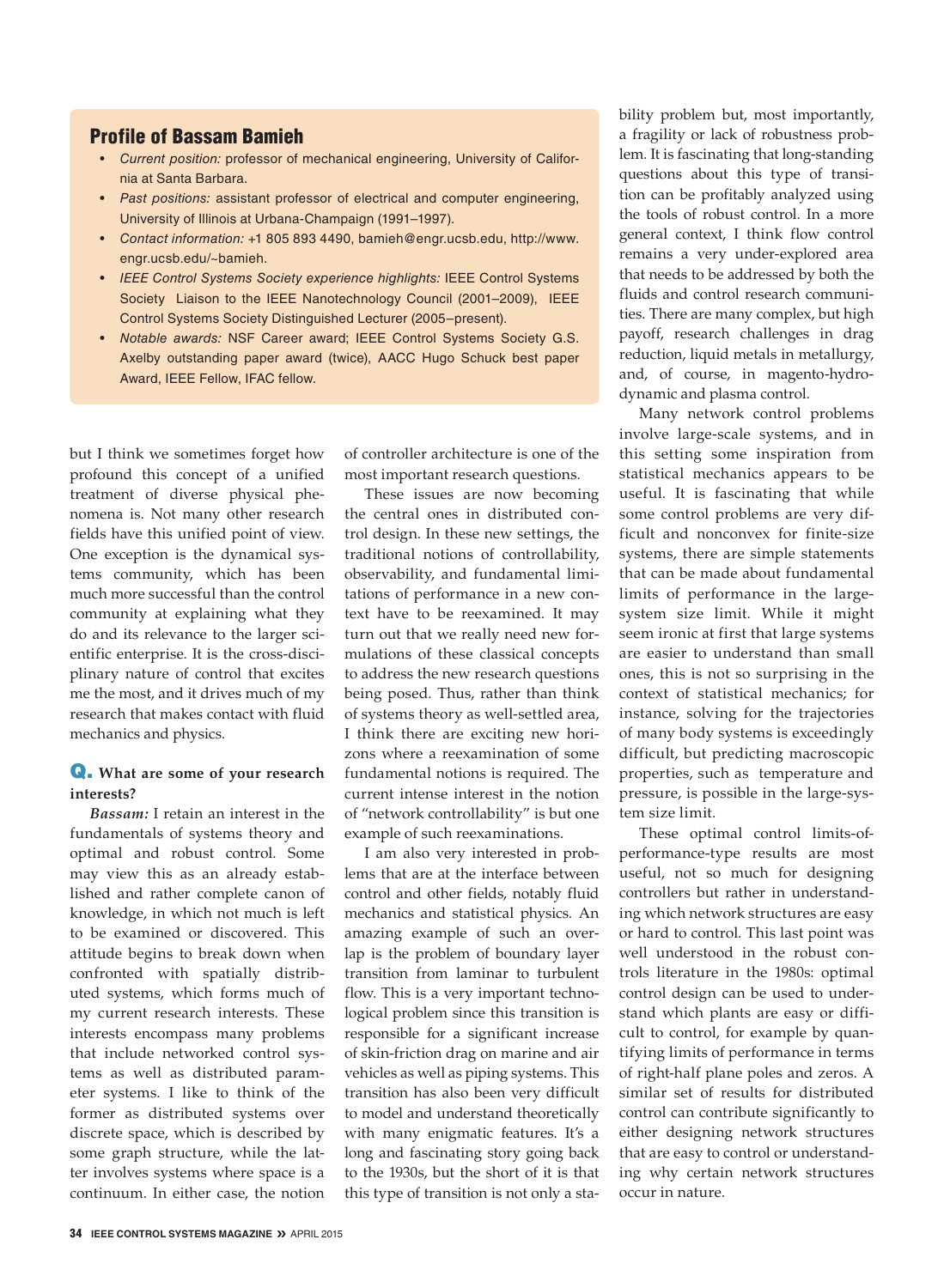## Profile of Bassam Bamieh

- *Current position:* professor of mechanical engineering, University of California at Santa Barbara.
- *Past positions:* assistant professor of electrical and computer engineering, University of Illinois at Urbana-Champaign (1991–1997).
- *Contact information:* +1 805 893 4490, bamieh@engr.ucsb.edu, http://www.engr.ucsb.edu/~bamieh.
- *IEEE Control Systems Society experience highlights:* IEEE Control Systems Society Liaison to the IEEE Nanotechnology Council (2001–2009), IEEE Control Systems Society Distinguished Lecturer (2005–present).
- *Notable awards:* NSF Career award; IEEE Control Systems Society G.S. Axelby outstanding paper award (twice), AACC Hugo Schuck best paper Award, IEEE Fellow, IFAC fellow.

but I think we sometimes forget how profound this concept of a unified treatment of diverse physical phenomena is. Not many other research fields have this unified point of view. One exception is the dynamical systems community, which has been much more successful than the control community at explaining what they do and its relevance to the larger scientific enterprise. It is the cross-disciplinary nature of control that excites me the most, and it drives much of my research that makes contact with fluid mechanics and physics.

**Q. What are some of your research interests?**

***Bassam:*** I retain an interest in the fundamentals of systems theory and optimal and robust control. Some may view this as an already established and rather complete canon of knowledge, in which not much is left to be examined or discovered. This attitude begins to break down when confronted with spatially distributed systems, which forms much of my current research interests. These interests encompass many problems that include networked control systems as well as distributed parameter systems. I like to think of the former as distributed systems over discrete space, which is described by some graph structure, while the latter involves systems where space is a continuum. In either case, the notion of controller architecture is one of the most important research questions.

These issues are now becoming the central ones in distributed control design. In these new settings, the traditional notions of controllability, observability, and fundamental limitations of performance in a new context have to be reexamined. It may turn out that we really need new formulations of these classical concepts to address the new research questions being posed. Thus, rather than think of systems theory as well-settled area, I think there are exciting new horizons where a reexamination of some fundamental notions is required. The current intense interest in the notion of "network controllability" is but one example of such reexaminations.

I am also very interested in problems that are at the interface between control and other fields, notably fluid mechanics and statistical physics. An amazing example of such an overlap is the problem of boundary layer transition from laminar to turbulent flow. This is a very important technological problem since this transition is responsible for a significant increase of skin-friction drag on marine and air vehicles as well as piping systems. This transition has also been very difficult to model and understand theoretically with many enigmatic features. It's a long and fascinating story going back to the 1930s, but the short of it is that this type of transition is not only a stability problem but, most importantly, a fragility or lack of robustness problem. It is fascinating that long-standing questions about this type of transition can be profitably analyzed using the tools of robust control. In a more general context, I think flow control remains a very under-explored area that needs to be addressed by both the fluids and control research communities. There are many complex, but high payoff, research challenges in drag reduction, liquid metals in metallurgy, and, of course, in magento-hydrodynamic and plasma control.

Many network control problems involve large-scale systems, and in this setting some inspiration from statistical mechanics appears to be useful. It is fascinating that while some control problems are very difficult and nonconvex for finite-size systems, there are simple statements that can be made about fundamental limits of performance in the large-system size limit. While it might seem ironic at first that large systems are easier to understand than small ones, this is not so surprising in the context of statistical mechanics; for instance, solving for the trajectories of many body systems is exceedingly difficult, but predicting macroscopic properties, such as temperature and pressure, is possible in the large-system size limit.

These optimal control limits-of-performance-type results are most useful, not so much for designing controllers but rather in understanding which network structures are easy or hard to control. This last point was well understood in the robust controls literature in the 1980s: optimal control design can be used to understand which plants are easy or difficult to control, for example by quantifying limits of performance in terms of right-half plane poles and zeros. A similar set of results for distributed control can contribute significantly to either designing network structures that are easy to control or understanding why certain network structures occur in nature.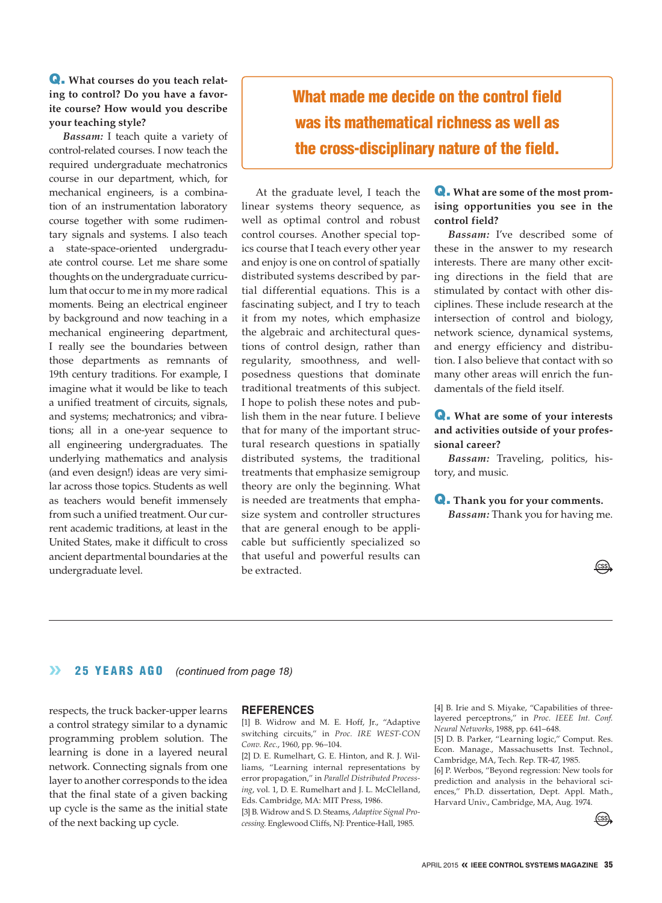**Q. What courses do you teach relating to control? Do you have a favorite course? How would you describe your teaching style?**

*Bassam:* I teach quite a variety of control-related courses. I now teach the required undergraduate mechatronics course in our department, which, for mechanical engineers, is a combination of an instrumentation laboratory course together with some rudimentary signals and systems. I also teach a state-space-oriented undergraduate control course. Let me share some thoughts on the undergraduate curriculum that occur to me in my more radical moments. Being an electrical engineer by background and now teaching in a mechanical engineering department, I really see the boundaries between those departments as remnants of 19th century traditions. For example, I imagine what it would be like to teach a unified treatment of circuits, signals, and systems; mechatronics; and vibrations; all in a one-year sequence to all engineering undergraduates. The underlying mathematics and analysis (and even design!) ideas are very similar across those topics. Students as well as teachers would benefit immensely from such a unified treatment. Our current academic traditions, at least in the United States, make it difficult to cross ancient departmental boundaries at the undergraduate level.

> **What made me decide on the control field was its mathematical richness as well as the cross-disciplinary nature of the field.**

At the graduate level, I teach the linear systems theory sequence, as well as optimal control and robust control courses. Another special topics course that I teach every other year and enjoy is one on control of spatially distributed systems described by partial differential equations. This is a fascinating subject, and I try to teach it from my notes, which emphasize the algebraic and architectural questions of control design, rather than regularity, smoothness, and well-posedness questions that dominate traditional treatments of this subject. I hope to polish these notes and publish them in the near future. I believe that for many of the important structural research questions in spatially distributed systems, the traditional treatments that emphasize semigroup theory are only the beginning. What is needed are treatments that emphasize system and controller structures that are general enough to be applicable but sufficiently specialized so that useful and powerful results can be extracted.

**Q. What are some of the most promising opportunities you see in the control field?**

*Bassam:* I've described some of these in the answer to my research interests. There are many other exciting directions in the field that are stimulated by contact with other disciplines. These include research at the intersection of control and biology, network science, dynamical systems, and energy efficiency and distribution. I also believe that contact with so many other areas will enrich the fundamentals of the field itself.

**Q. What are some of your interests and activities outside of your professional career?**

*Bassam:* Traveling, politics, history, and music.

**Q. Thank you for your comments.**

*Bassam:* Thank you for having me.

---

## » 25 YEARS AGO *(continued from page 18)*

respects, the truck backer-upper learns a control strategy similar to a dynamic programming problem solution. The learning is done in a layered neural network. Connecting signals from one layer to another corresponds to the idea that the final state of a given backing up cycle is the same as the initial state of the next backing up cycle.

### REFERENCES

[1] B. Widrow and M. E. Hoff, Jr., "Adaptive switching circuits," in *Proc. IRE WEST-CON Conv. Rec.*, 1960, pp. 96–104.

[2] D. E. Rumelhart, G. E. Hinton, and R. J. Williams, "Learning internal representations by error propagation," in *Parallel Distributed Processing*, vol. 1, D. E. Rumelhart and J. L. McClelland, Eds. Cambridge, MA: MIT Press, 1986.

[3] B. Widrow and S. D. Steams, *Adaptive Signal Processing*. Englewood Cliffs, NJ: Prentice-Hall, 1985.

[4] B. Irie and S. Miyake, "Capabilities of three-layered perceptrons," in *Proc. IEEE Int. Conf. Neural Networks*, 1988, pp. 641–648.

[5] D. B. Parker, "Learning logic," Comput. Res. Econ. Manage., Massachusetts Inst. Technol., Cambridge, MA, Tech. Rep. TR-47, 1985.

[6] P. Werbos, "Beyond regression: New tools for prediction and analysis in the behavioral sciences," Ph.D. dissertation, Dept. Appl. Math., Harvard Univ., Cambridge, MA, Aug. 1974.